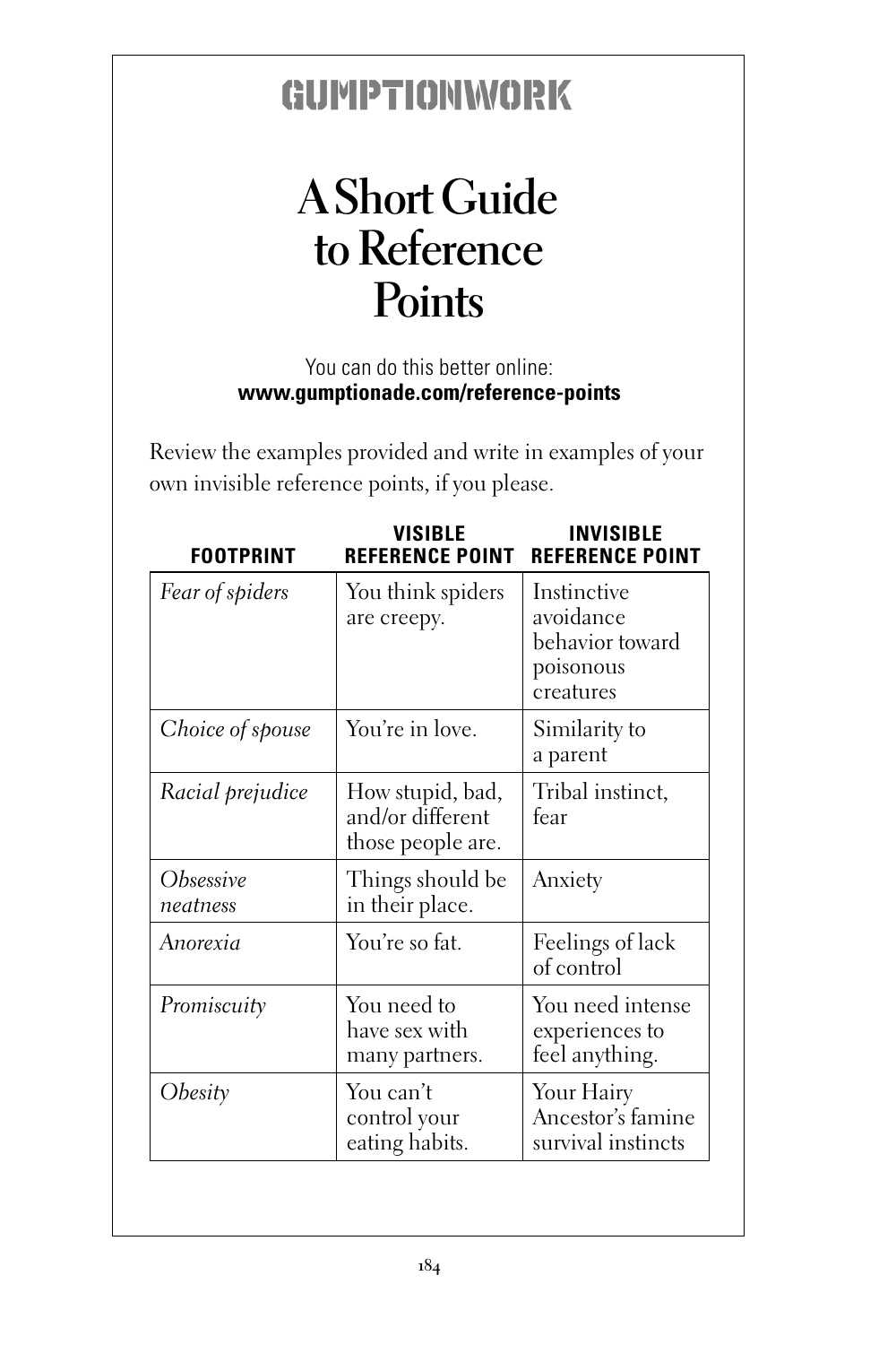GUMPTIONWORK

# A Short Guide to Reference Points

You can do this better online:
**www.gumptionade.com/reference-points**

Review the examples provided and write in examples of your own invisible reference points, if you please.

| FOOTPRINT | VISIBLE REFERENCE POINT | INVISIBLE REFERENCE POINT |
|---|---|---|
| *Fear of spiders* | You think spiders are creepy. | Instinctive avoidance behavior toward poisonous creatures |
| *Choice of spouse* | You're in love. | Similarity to a parent |
| *Racial prejudice* | How stupid, bad, and/or different those people are. | Tribal instinct, fear |
| *Obsessive neatness* | Things should be in their place. | Anxiety |
| *Anorexia* | You're so fat. | Feelings of lack of control |
| *Promiscuity* | You need to have sex with many partners. | You need intense experiences to feel anything. |
| *Obesity* | You can't control your eating habits. | Your Hairy Ancestor's famine survival instincts |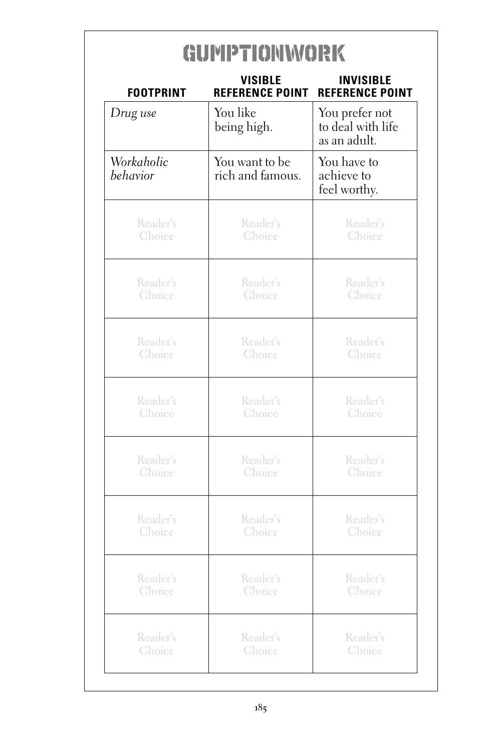# GUMPTIONWORK

| FOOTPRINT | VISIBLE REFERENCE POINT | INVISIBLE REFERENCE POINT |
|---|---|---|
| *Drug use* | You like being high. | You prefer not to deal with life as an adult. |
| *Workaholic behavior* | You want to be rich and famous. | You have to achieve to feel worthy. |
| Reader's Choice | Reader's Choice | Reader's Choice |
| Reader's Choice | Reader's Choice | Reader's Choice |
| Reader's Choice | Reader's Choice | Reader's Choice |
| Reader's Choice | Reader's Choice | Reader's Choice |
| Reader's Choice | Reader's Choice | Reader's Choice |
| Reader's Choice | Reader's Choice | Reader's Choice |
| Reader's Choice | Reader's Choice | Reader's Choice |
| Reader's Choice | Reader's Choice | Reader's Choice |